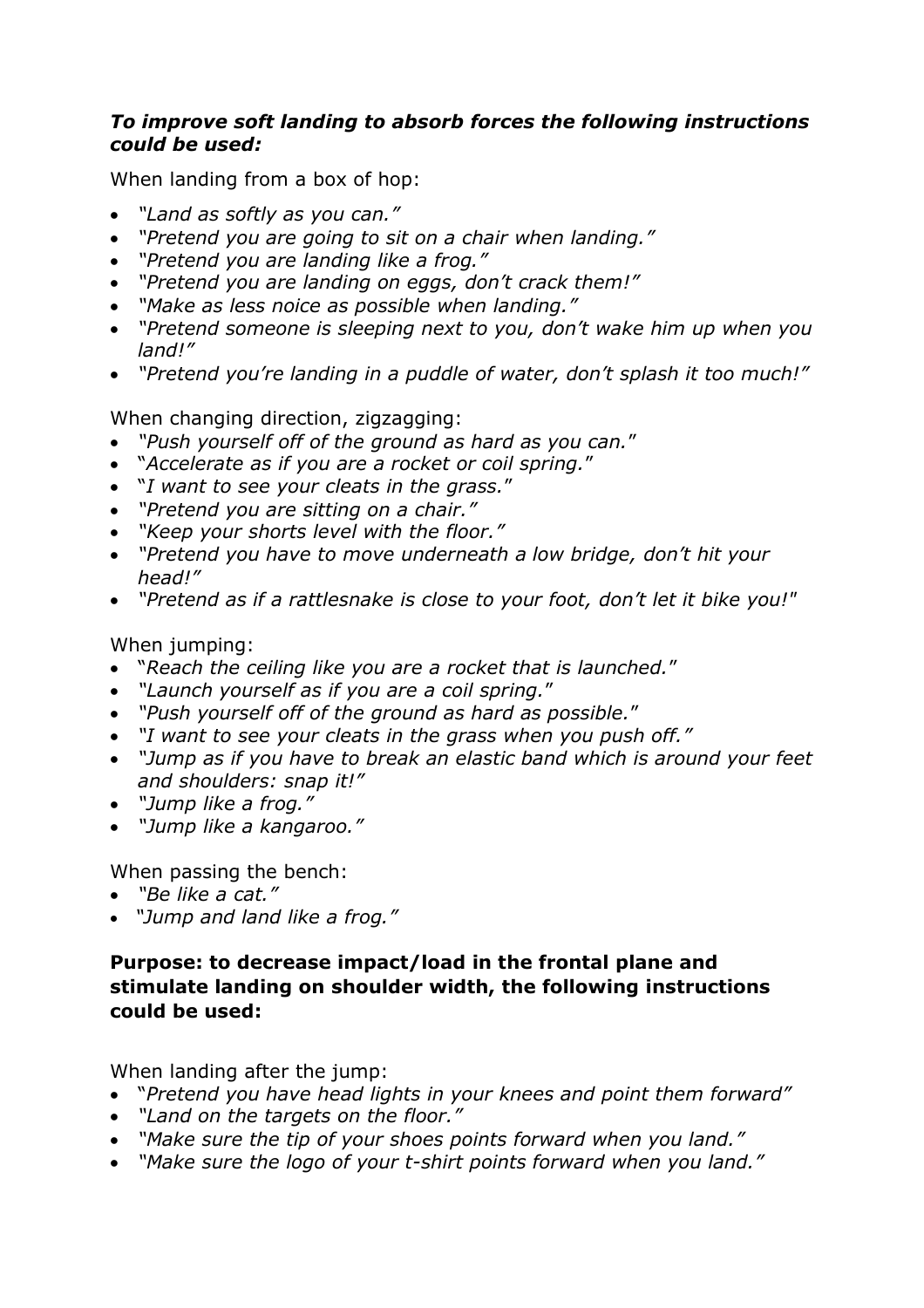***To improve soft landing to absorb forces the following instructions could be used:***

When landing from a box of hop:

- *"Land as softly as you can."*
- *"Pretend you are going to sit on a chair when landing."*
- *"Pretend you are landing like a frog."*
- *"Pretend you are landing on eggs, don't crack them!"*
- *"Make as less noice as possible when landing."*
- *"Pretend someone is sleeping next to you, don't wake him up when you land!"*
- *"Pretend you're landing in a puddle of water, don't splash it too much!"*

When changing direction, zigzagging:

- *"Push yourself off of the ground as hard as you can."*
- *"Accelerate as if you are a rocket or coil spring."*
- *"I want to see your cleats in the grass."*
- *"Pretend you are sitting on a chair."*
- *"Keep your shorts level with the floor."*
- *"Pretend you have to move underneath a low bridge, don't hit your head!"*
- *"Pretend as if a rattlesnake is close to your foot, don't let it bike you!"*

When jumping:

- *"Reach the ceiling like you are a rocket that is launched."*
- *"Launch yourself as if you are a coil spring."*
- *"Push yourself off of the ground as hard as possible."*
- *"I want to see your cleats in the grass when you push off."*
- *"Jump as if you have to break an elastic band which is around your feet and shoulders: snap it!"*
- *"Jump like a frog."*
- *"Jump like a kangaroo."*

When passing the bench:

- *"Be like a cat."*
- *"Jump and land like a frog."*

**Purpose: to decrease impact/load in the frontal plane and stimulate landing on shoulder width, the following instructions could be used:**

When landing after the jump:

- *"Pretend you have head lights in your knees and point them forward"*
- *"Land on the targets on the floor."*
- *"Make sure the tip of your shoes points forward when you land."*
- *"Make sure the logo of your t-shirt points forward when you land."*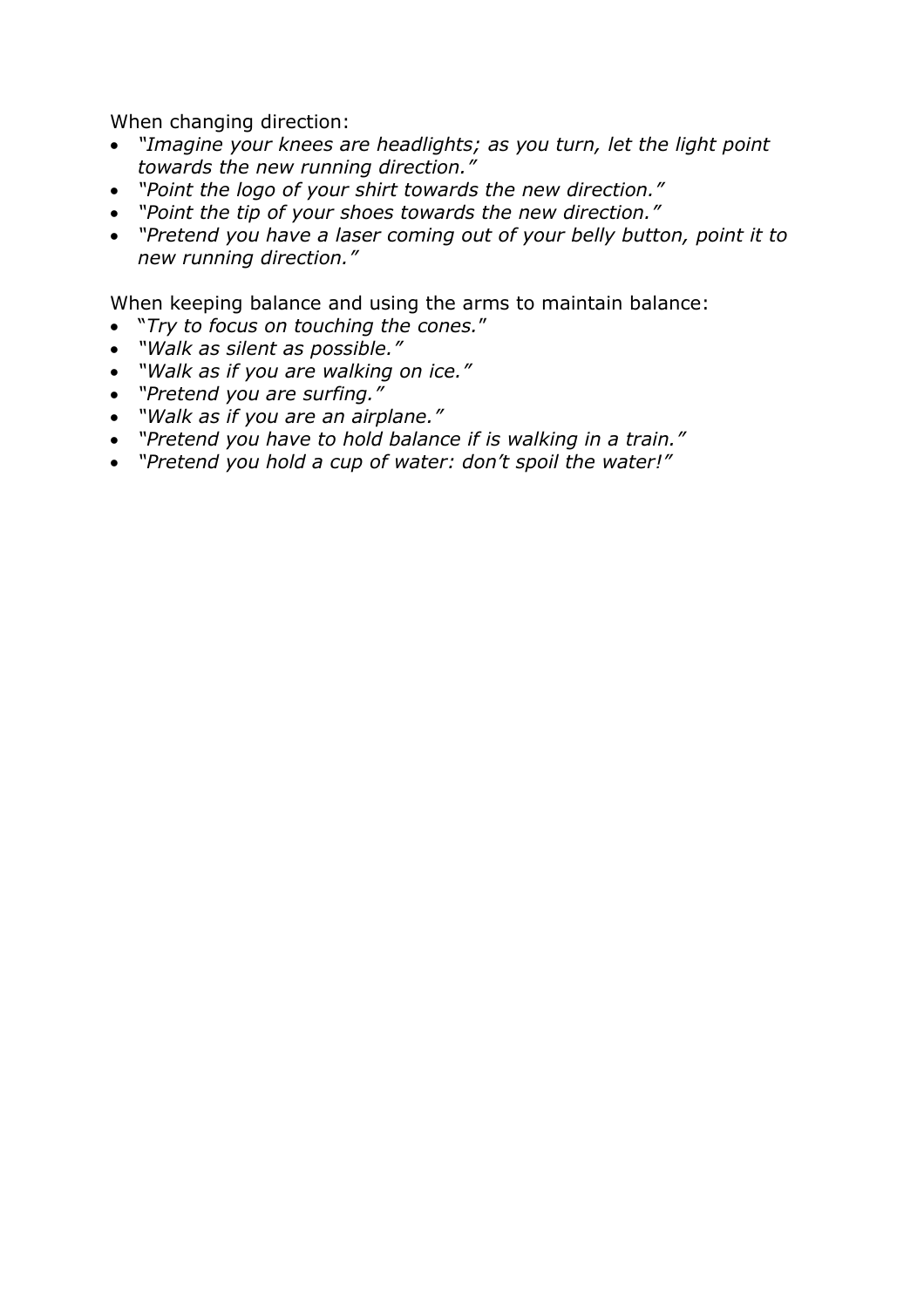When changing direction:

- *"Imagine your knees are headlights; as you turn, let the light point towards the new running direction."*
- *"Point the logo of your shirt towards the new direction."*
- *"Point the tip of your shoes towards the new direction."*
- *"Pretend you have a laser coming out of your belly button, point it to new running direction."*

When keeping balance and using the arms to maintain balance:

- "*Try to focus on touching the cones.*"
- *"Walk as silent as possible."*
- *"Walk as if you are walking on ice."*
- *"Pretend you are surfing."*
- *"Walk as if you are an airplane."*
- *"Pretend you have to hold balance if is walking in a train."*
- *"Pretend you hold a cup of water: don't spoil the water!"*